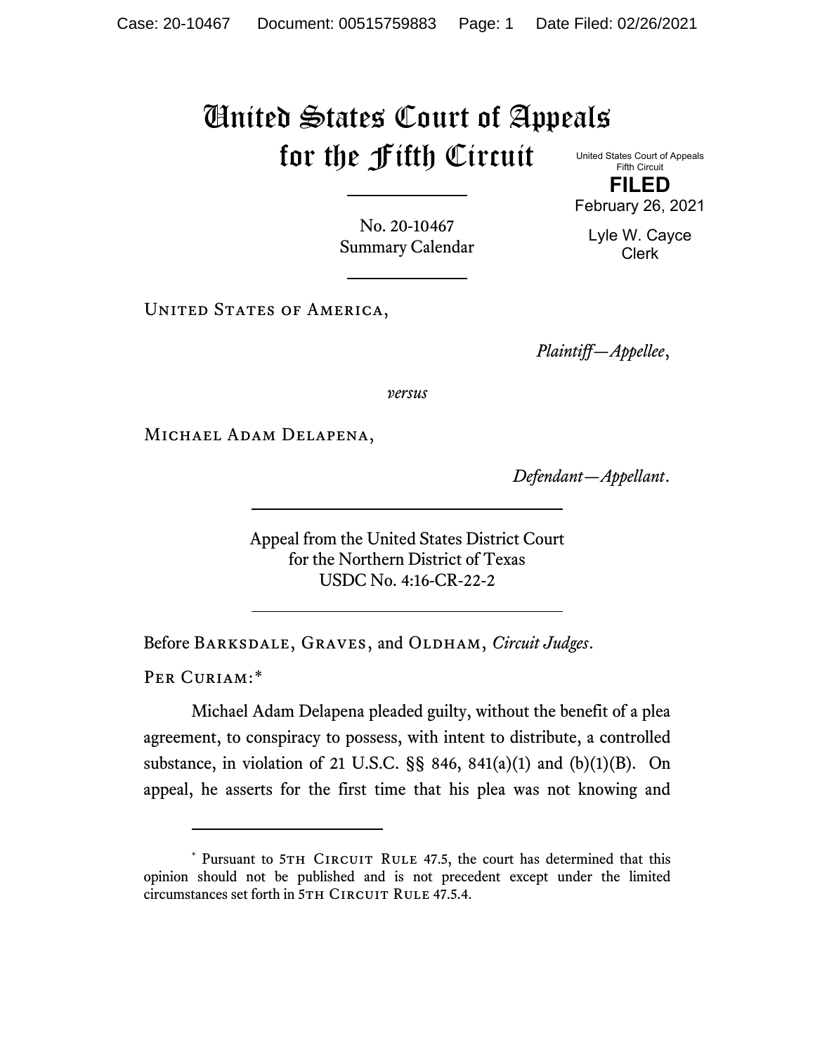# United States Court of Appeals for the Fifth Circuit

United States Court of Appeals
Fifth Circuit

**FILED**

February 26, 2021

Lyle W. Cayce
Clerk

No. 20-10467
Summary Calendar

United States of America,

*Plaintiff—Appellee*,

*versus*

Michael Adam Delapena,

*Defendant—Appellant*.

Appeal from the United States District Court
for the Northern District of Texas
USDC No. 4:16-CR-22-2

Before Barksdale, Graves, and Oldham, *Circuit Judges*.

Per Curiam:*

Michael Adam Delapena pleaded guilty, without the benefit of a plea agreement, to conspiracy to possess, with intent to distribute, a controlled substance, in violation of 21 U.S.C. §§ 846, 841(a)(1) and (b)(1)(B). On appeal, he asserts for the first time that his plea was not knowing and

---

* Pursuant to 5th Circuit Rule 47.5, the court has determined that this opinion should not be published and is not precedent except under the limited circumstances set forth in 5th Circuit Rule 47.5.4.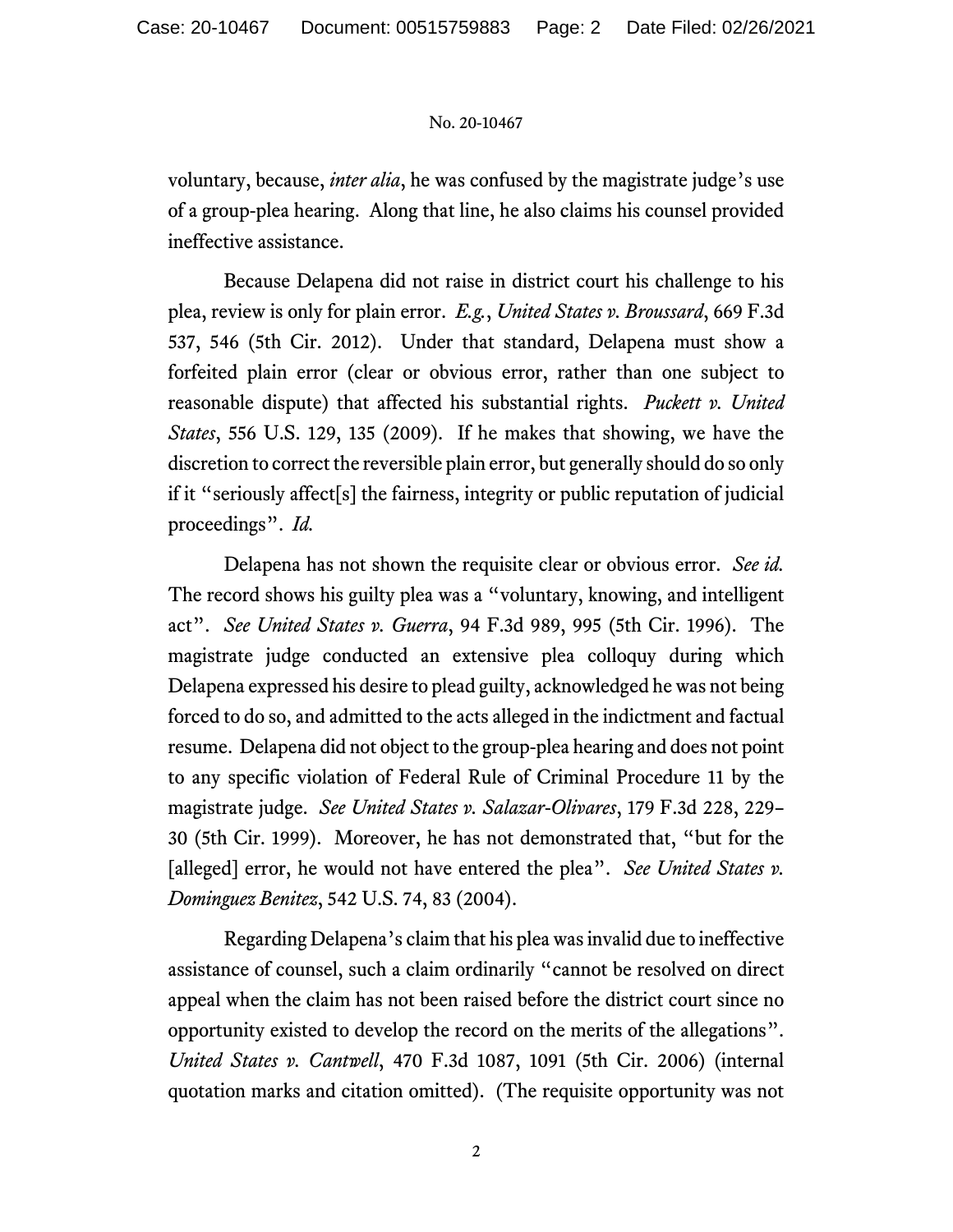voluntary, because, *inter alia*, he was confused by the magistrate judge's use of a group-plea hearing. Along that line, he also claims his counsel provided ineffective assistance.

Because Delapena did not raise in district court his challenge to his plea, review is only for plain error. *E.g.*, *United States v. Broussard*, 669 F.3d 537, 546 (5th Cir. 2012). Under that standard, Delapena must show a forfeited plain error (clear or obvious error, rather than one subject to reasonable dispute) that affected his substantial rights. *Puckett v. United States*, 556 U.S. 129, 135 (2009). If he makes that showing, we have the discretion to correct the reversible plain error, but generally should do so only if it "seriously affect[s] the fairness, integrity or public reputation of judicial proceedings". *Id.*

Delapena has not shown the requisite clear or obvious error. *See id.* The record shows his guilty plea was a "voluntary, knowing, and intelligent act". *See United States v. Guerra*, 94 F.3d 989, 995 (5th Cir. 1996). The magistrate judge conducted an extensive plea colloquy during which Delapena expressed his desire to plead guilty, acknowledged he was not being forced to do so, and admitted to the acts alleged in the indictment and factual resume. Delapena did not object to the group-plea hearing and does not point to any specific violation of Federal Rule of Criminal Procedure 11 by the magistrate judge. *See United States v. Salazar-Olivares*, 179 F.3d 228, 229–30 (5th Cir. 1999). Moreover, he has not demonstrated that, "but for the [alleged] error, he would not have entered the plea". *See United States v. Dominguez Benitez*, 542 U.S. 74, 83 (2004).

Regarding Delapena's claim that his plea was invalid due to ineffective assistance of counsel, such a claim ordinarily "cannot be resolved on direct appeal when the claim has not been raised before the district court since no opportunity existed to develop the record on the merits of the allegations". *United States v. Cantwell*, 470 F.3d 1087, 1091 (5th Cir. 2006) (internal quotation marks and citation omitted). (The requisite opportunity was not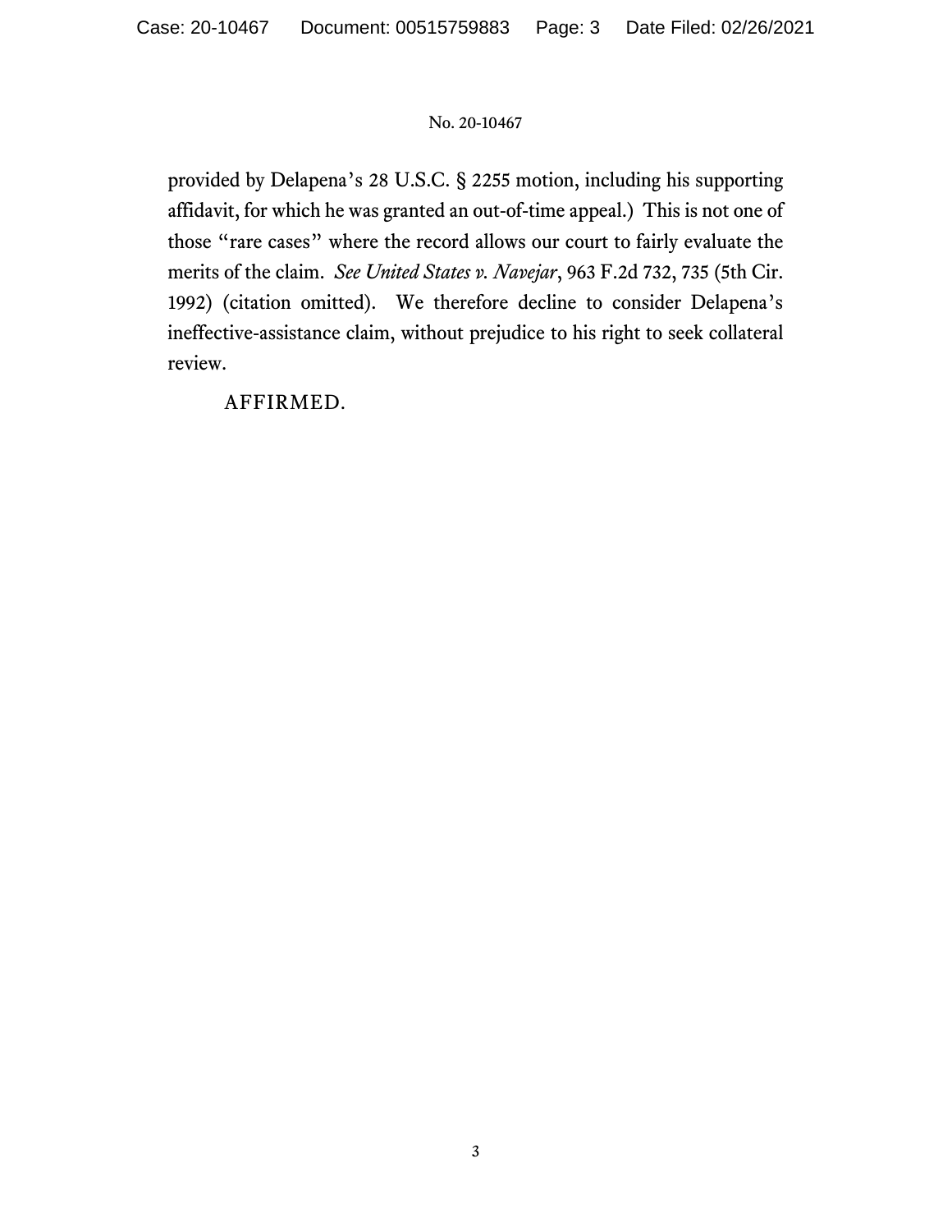provided by Delapena's 28 U.S.C. § 2255 motion, including his supporting affidavit, for which he was granted an out-of-time appeal.) This is not one of those "rare cases" where the record allows our court to fairly evaluate the merits of the claim. *See United States v. Navejar*, 963 F.2d 732, 735 (5th Cir. 1992) (citation omitted). We therefore decline to consider Delapena's ineffective-assistance claim, without prejudice to his right to seek collateral review.

AFFIRMED.